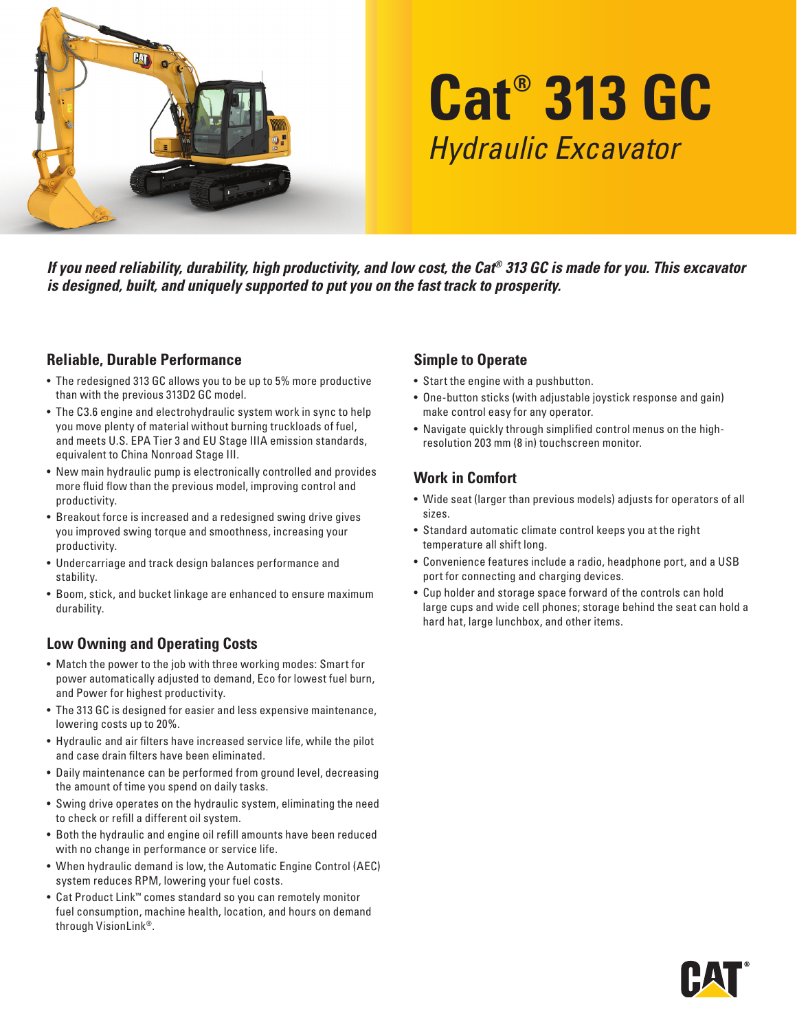# Cat® 313 GC

## *Hydraulic Excavator*

***If you need reliability, durability, high productivity, and low cost, the Cat® 313 GC is made for you. This excavator is designed, built, and uniquely supported to put you on the fast track to prosperity.***

### Reliable, Durable Performance

- The redesigned 313 GC allows you to be up to 5% more productive than with the previous 313D2 GC model.
- The C3.6 engine and electrohydraulic system work in sync to help you move plenty of material without burning truckloads of fuel, and meets U.S. EPA Tier 3 and EU Stage IIIA emission standards, equivalent to China Nonroad Stage III.
- New main hydraulic pump is electronically controlled and provides more fluid flow than the previous model, improving control and productivity.
- Breakout force is increased and a redesigned swing drive gives you improved swing torque and smoothness, increasing your productivity.
- Undercarriage and track design balances performance and stability.
- Boom, stick, and bucket linkage are enhanced to ensure maximum durability.

### Low Owning and Operating Costs

- Match the power to the job with three working modes: Smart for power automatically adjusted to demand, Eco for lowest fuel burn, and Power for highest productivity.
- The 313 GC is designed for easier and less expensive maintenance, lowering costs up to 20%.
- Hydraulic and air filters have increased service life, while the pilot and case drain filters have been eliminated.
- Daily maintenance can be performed from ground level, decreasing the amount of time you spend on daily tasks.
- Swing drive operates on the hydraulic system, eliminating the need to check or refill a different oil system.
- Both the hydraulic and engine oil refill amounts have been reduced with no change in performance or service life.
- When hydraulic demand is low, the Automatic Engine Control (AEC) system reduces RPM, lowering your fuel costs.
- Cat Product Link™ comes standard so you can remotely monitor fuel consumption, machine health, location, and hours on demand through VisionLink®.

### Simple to Operate

- Start the engine with a pushbutton.
- One-button sticks (with adjustable joystick response and gain) make control easy for any operator.
- Navigate quickly through simplified control menus on the high-resolution 203 mm (8 in) touchscreen monitor.

### Work in Comfort

- Wide seat (larger than previous models) adjusts for operators of all sizes.
- Standard automatic climate control keeps you at the right temperature all shift long.
- Convenience features include a radio, headphone port, and a USB port for connecting and charging devices.
- Cup holder and storage space forward of the controls can hold large cups and wide cell phones; storage behind the seat can hold a hard hat, large lunchbox, and other items.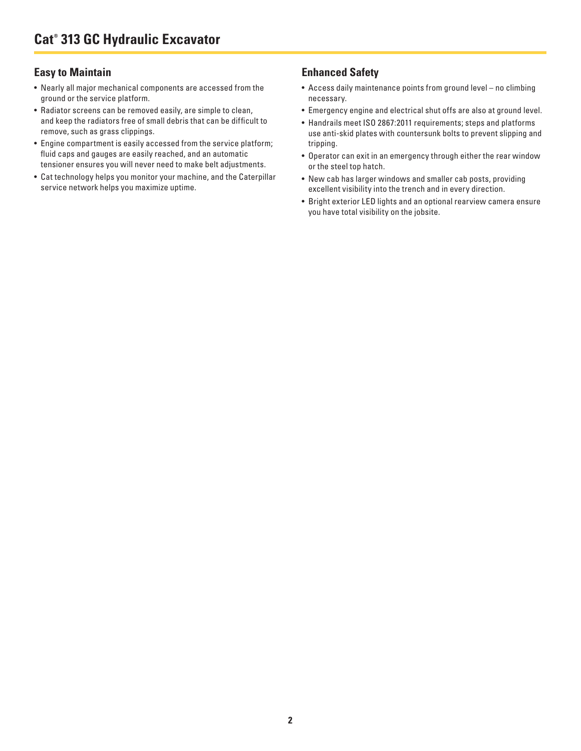## Easy to Maintain

- Nearly all major mechanical components are accessed from the ground or the service platform.
- Radiator screens can be removed easily, are simple to clean, and keep the radiators free of small debris that can be difficult to remove, such as grass clippings.
- Engine compartment is easily accessed from the service platform; fluid caps and gauges are easily reached, and an automatic tensioner ensures you will never need to make belt adjustments.
- Cat technology helps you monitor your machine, and the Caterpillar service network helps you maximize uptime.

## Enhanced Safety

- Access daily maintenance points from ground level – no climbing necessary.
- Emergency engine and electrical shut offs are also at ground level.
- Handrails meet ISO 2867:2011 requirements; steps and platforms use anti-skid plates with countersunk bolts to prevent slipping and tripping.
- Operator can exit in an emergency through either the rear window or the steel top hatch.
- New cab has larger windows and smaller cab posts, providing excellent visibility into the trench and in every direction.
- Bright exterior LED lights and an optional rearview camera ensure you have total visibility on the jobsite.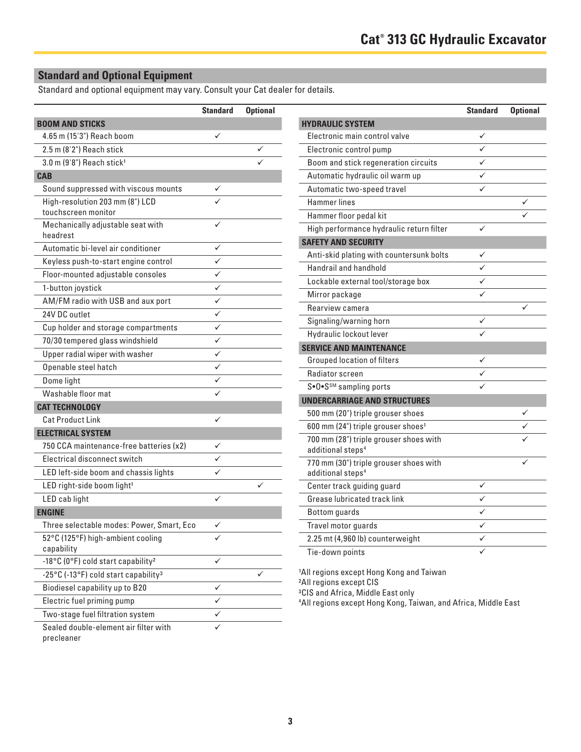## Standard and Optional Equipment

Standard and optional equipment may vary. Consult your Cat dealer for details.

| | Standard | Optional |
|---|---|---|
| **BOOM AND STICKS** | | |
| 4.65 m (15'3") Reach boom | ✓ | |
| 2.5 m (8'2") Reach stick | | ✓ |
| 3.0 m (9'8") Reach stick[1] | | ✓ |
| **CAB** | | |
| Sound suppressed with viscous mounts | ✓ | |
| High-resolution 203 mm (8") LCD touchscreen monitor | ✓ | |
| Mechanically adjustable seat with headrest | ✓ | |
| Automatic bi-level air conditioner | ✓ | |
| Keyless push-to-start engine control | ✓ | |
| Floor-mounted adjustable consoles | ✓ | |
| 1-button joystick | ✓ | |
| AM/FM radio with USB and aux port | ✓ | |
| 24V DC outlet | ✓ | |
| Cup holder and storage compartments | ✓ | |
| 70/30 tempered glass windshield | ✓ | |
| Upper radial wiper with washer | ✓ | |
| Openable steel hatch | ✓ | |
| Dome light | ✓ | |
| Washable floor mat | ✓ | |
| **CAT TECHNOLOGY** | | |
| Cat Product Link | ✓ | |
| **ELECTRICAL SYSTEM** | | |
| 750 CCA maintenance-free batteries (x2) | ✓ | |
| Electrical disconnect switch | ✓ | |
| LED left-side boom and chassis lights | ✓ | |
| LED right-side boom light[1] | | ✓ |
| LED cab light | ✓ | |
| **ENGINE** | | |
| Three selectable modes: Power, Smart, Eco | ✓ | |
| 52°C (125°F) high-ambient cooling capability | ✓ | |
| -18°C (0°F) cold start capability[2] | ✓ | |
| -25°C (-13°F) cold start capability[3] | | ✓ |
| Biodiesel capability up to B20 | ✓ | |
| Electric fuel priming pump | ✓ | |
| Two-stage fuel filtration system | ✓ | |
| Sealed double-element air filter with precleaner | ✓ | |

| | Standard | Optional |
|---|---|---|
| **HYDRAULIC SYSTEM** | | |
| Electronic main control valve | ✓ | |
| Electronic control pump | ✓ | |
| Boom and stick regeneration circuits | ✓ | |
| Automatic hydraulic oil warm up | ✓ | |
| Automatic two-speed travel | ✓ | |
| Hammer lines | | ✓ |
| Hammer floor pedal kit | | ✓ |
| High performance hydraulic return filter | ✓ | |
| **SAFETY AND SECURITY** | | |
| Anti-skid plating with countersunk bolts | ✓ | |
| Handrail and handhold | ✓ | |
| Lockable external tool/storage box | ✓ | |
| Mirror package | ✓ | |
| Rearview camera | | ✓ |
| Signaling/warning horn | ✓ | |
| Hydraulic lockout lever | ✓ | |
| **SERVICE AND MAINTENANCE** | | |
| Grouped location of filters | ✓ | |
| Radiator screen | ✓ | |
| S•O•S℠ sampling ports | ✓ | |
| **UNDERCARRIAGE AND STRUCTURES** | | |
| 500 mm (20") triple grouser shoes | | ✓ |
| 600 mm (24") triple grouser shoes[1] | | ✓ |
| 700 mm (28") triple grouser shoes with additional steps[4] | | ✓ |
| 770 mm (30") triple grouser shoes with additional steps[4] | | ✓ |
| Center track guiding guard | ✓ | |
| Grease lubricated track link | ✓ | |
| Bottom guards | ✓ | |
| Travel motor guards | ✓ | |
| 2.25 mt (4,960 lb) counterweight | ✓ | |
| Tie-down points | ✓ | |

[1]All regions except Hong Kong and Taiwan
[2]All regions except CIS
[3]CIS and Africa, Middle East only
[4]All regions except Hong Kong, Taiwan, and Africa, Middle East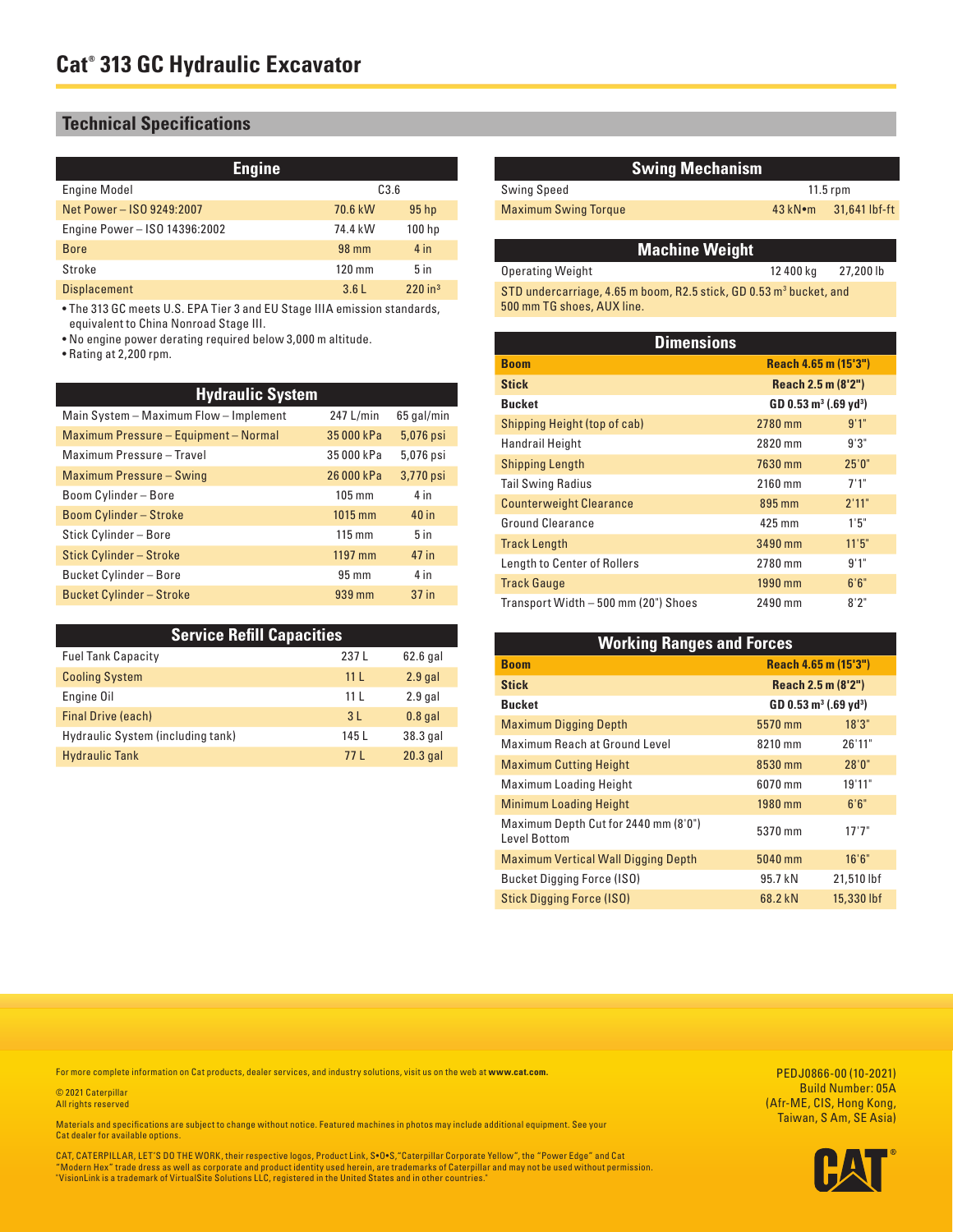# Cat® 313 GC Hydraulic Excavator

## Technical Specifications

| Engine | | |
|---|---|---|
| Engine Model | C3.6 | |
| Net Power – ISO 9249:2007 | 70.6 kW | 95 hp |
| Engine Power – ISO 14396:2002 | 74.4 kW | 100 hp |
| Bore | 98 mm | 4 in |
| Stroke | 120 mm | 5 in |
| Displacement | 3.6 L | 220 in³ |

- The 313 GC meets U.S. EPA Tier 3 and EU Stage IIIA emission standards, equivalent to China Nonroad Stage III.
- No engine power derating required below 3,000 m altitude.
- Rating at 2,200 rpm.

| Hydraulic System | | |
|---|---|---|
| Main System – Maximum Flow – Implement | 247 L/min | 65 gal/min |
| Maximum Pressure – Equipment – Normal | 35 000 kPa | 5,076 psi |
| Maximum Pressure – Travel | 35 000 kPa | 5,076 psi |
| Maximum Pressure – Swing | 26 000 kPa | 3,770 psi |
| Boom Cylinder – Bore | 105 mm | 4 in |
| Boom Cylinder – Stroke | 1015 mm | 40 in |
| Stick Cylinder – Bore | 115 mm | 5 in |
| Stick Cylinder – Stroke | 1197 mm | 47 in |
| Bucket Cylinder – Bore | 95 mm | 4 in |
| Bucket Cylinder – Stroke | 939 mm | 37 in |

| Service Refill Capacities | | |
|---|---|---|
| Fuel Tank Capacity | 237 L | 62.6 gal |
| Cooling System | 11 L | 2.9 gal |
| Engine Oil | 11 L | 2.9 gal |
| Final Drive (each) | 3 L | 0.8 gal |
| Hydraulic System (including tank) | 145 L | 38.3 gal |
| Hydraulic Tank | 77 L | 20.3 gal |

| Swing Mechanism | | |
|---|---|---|
| Swing Speed | 11.5 rpm | |
| Maximum Swing Torque | 43 kN•m | 31,641 lbf-ft |

| Machine Weight | | |
|---|---|---|
| Operating Weight | 12 400 kg | 27,200 lb |

STD undercarriage, 4.65 m boom, R2.5 stick, GD 0.53 m³ bucket, and 500 mm TG shoes, AUX line.

| Dimensions | | |
|---|---|---|
| **Boom** | **Reach 4.65 m (15'3")** | |
| **Stick** | **Reach 2.5 m (8'2")** | |
| **Bucket** | **GD 0.53 m³ (.69 yd³)** | |
| Shipping Height (top of cab) | 2780 mm | 9'1" |
| Handrail Height | 2820 mm | 9'3" |
| Shipping Length | 7630 mm | 25'0" |
| Tail Swing Radius | 2160 mm | 7'1" |
| Counterweight Clearance | 895 mm | 2'11" |
| Ground Clearance | 425 mm | 1'5" |
| Track Length | 3490 mm | 11'5" |
| Length to Center of Rollers | 2780 mm | 9'1" |
| Track Gauge | 1990 mm | 6'6" |
| Transport Width – 500 mm (20") Shoes | 2490 mm | 8'2" |

| Working Ranges and Forces | | |
|---|---|---|
| **Boom** | **Reach 4.65 m (15'3")** | |
| **Stick** | **Reach 2.5 m (8'2")** | |
| **Bucket** | **GD 0.53 m³ (.69 yd³)** | |
| Maximum Digging Depth | 5570 mm | 18'3" |
| Maximum Reach at Ground Level | 8210 mm | 26'11" |
| Maximum Cutting Height | 8530 mm | 28'0" |
| Maximum Loading Height | 6070 mm | 19'11" |
| Minimum Loading Height | 1980 mm | 6'6" |
| Maximum Depth Cut for 2440 mm (8'0") Level Bottom | 5370 mm | 17'7" |
| Maximum Vertical Wall Digging Depth | 5040 mm | 16'6" |
| Bucket Digging Force (ISO) | 95.7 kN | 21,510 lbf |
| Stick Digging Force (ISO) | 68.2 kN | 15,330 lbf |

For more complete information on Cat products, dealer services, and industry solutions, visit us on the web at **www.cat.com.**

© 2021 Caterpillar
All rights reserved

Materials and specifications are subject to change without notice. Featured machines in photos may include additional equipment. See your Cat dealer for available options.

CAT, CATERPILLAR, LET'S DO THE WORK, their respective logos, Product Link, S•O•S, "Caterpillar Corporate Yellow", the "Power Edge" and Cat "Modern Hex" trade dress as well as corporate and product identity used herein, are trademarks of Caterpillar and may not be used without permission. "VisionLink is a trademark of VirtualSite Solutions LLC, registered in the United States and in other countries."

PEDJ0866-00 (10-2021)
Build Number: 05A
(Afr-ME, CIS, Hong Kong, Taiwan, S Am, SE Asia)